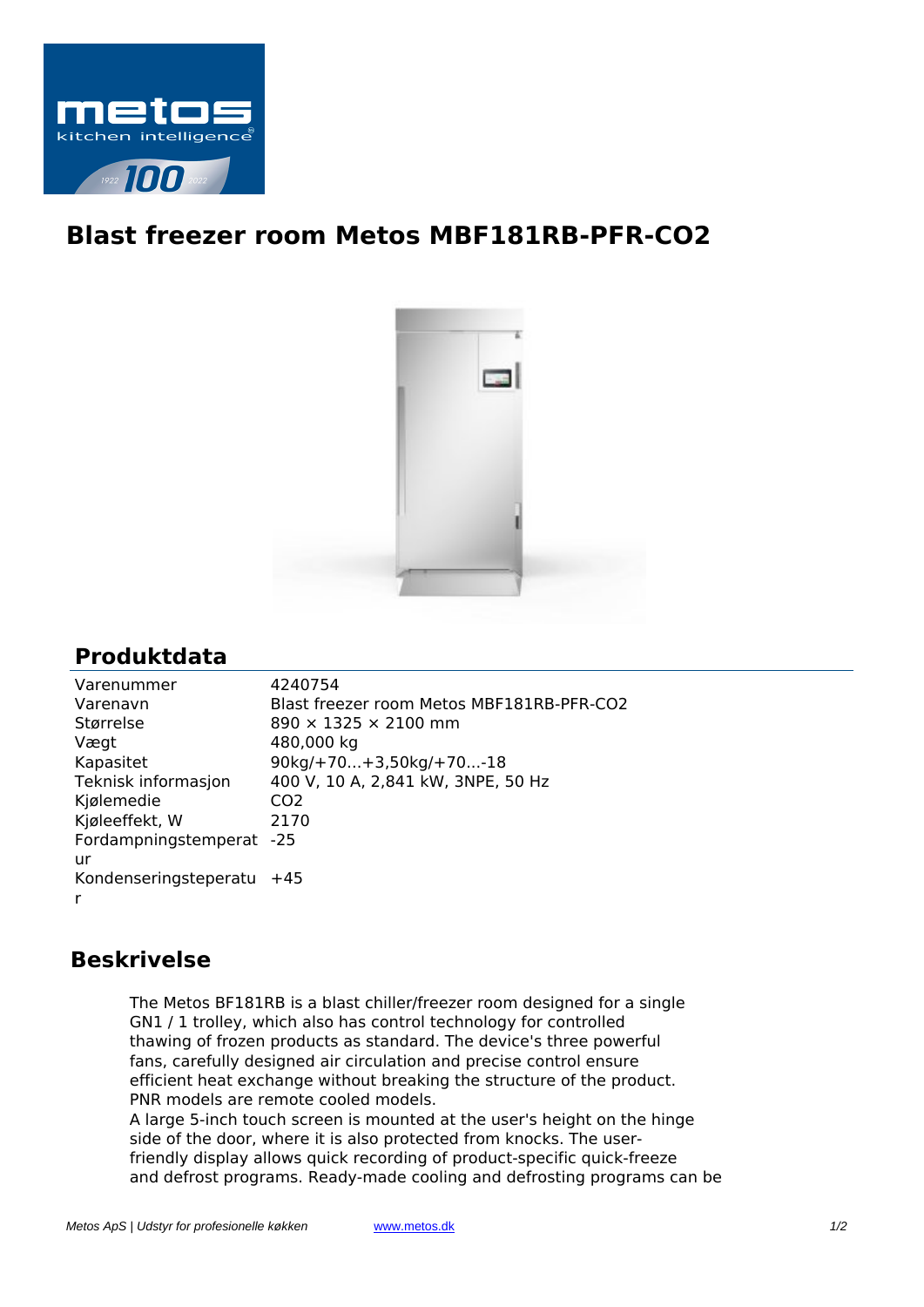# Blast freezer room Metos MBF181RB-PFR-CO2

## Produktdata

| | |
|---|---|
| Varenummer | 4240754 |
| Varenavn | Blast freezer room Metos MBF181RB-PFR-CO2 |
| Størrelse | 890 × 1325 × 2100 mm |
| Vægt | 480,000 kg |
| Kapasitet | 90kg/+70...+3,50kg/+70...-18 |
| Teknisk informasjon | 400 V, 10 A, 2,841 kW, 3NPE, 50 Hz |
| Kjølemedie | $CO_2$ |
| Kjøleeffekt, W | 2170 |
| Fordampningstemperatur | -25 |
| Kondenseringsteperatur | +45 |

## Beskrivelse

The Metos BF181RB is a blast chiller/freezer room designed for a single GN1 / 1 trolley, which also has control technology for controlled thawing of frozen products as standard. The device's three powerful fans, carefully designed air circulation and precise control ensure efficient heat exchange without breaking the structure of the product. PNR models are remote cooled models.
A large 5-inch touch screen is mounted at the user's height on the hinge side of the door, where it is also protected from knocks. The user-friendly display allows quick recording of product-specific quick-freeze and defrost programs. Ready-made cooling and defrosting programs can be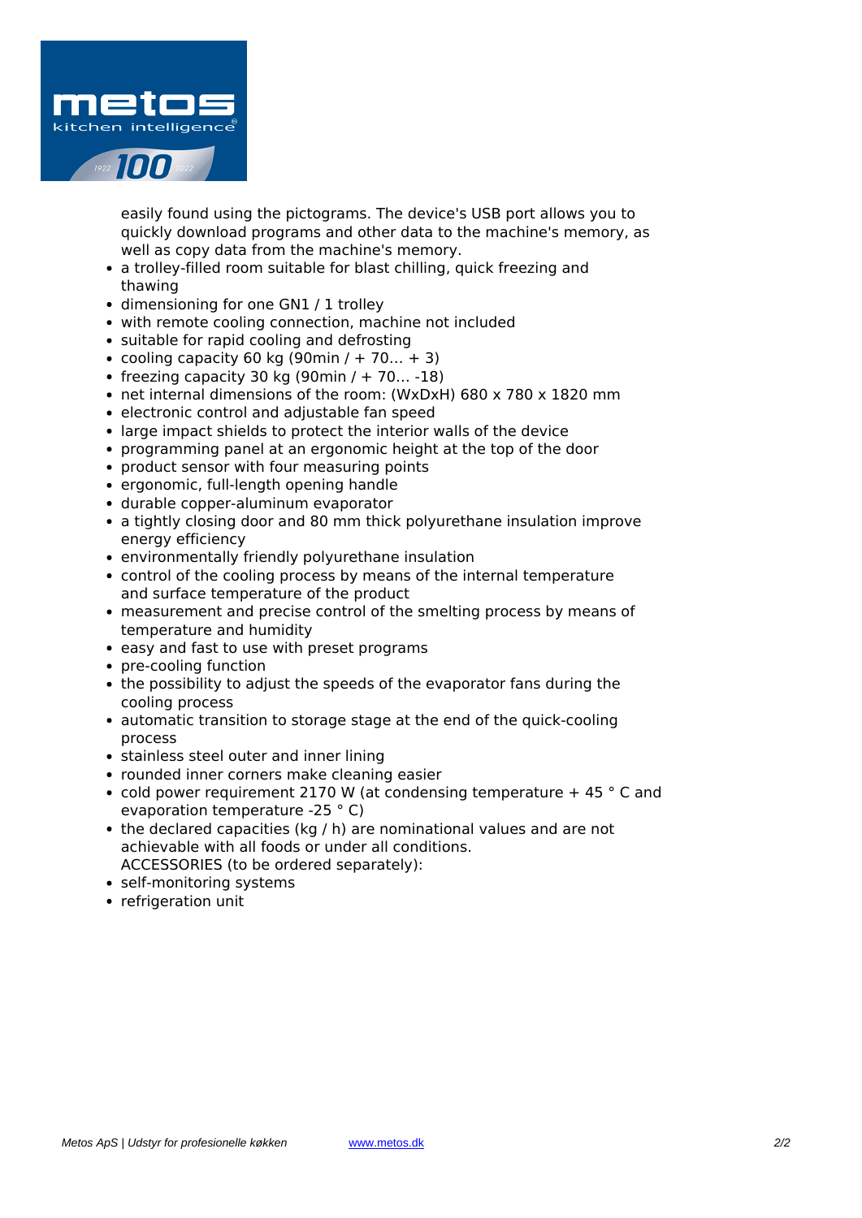easily found using the pictograms. The device's USB port allows you to quickly download programs and other data to the machine's memory, as well as copy data from the machine's memory.

- a trolley-filled room suitable for blast chilling, quick freezing and thawing
- dimensioning for one GN1 / 1 trolley
- with remote cooling connection, machine not included
- suitable for rapid cooling and defrosting
- cooling capacity 60 kg (90min / + 70... + 3)
- freezing capacity 30 kg (90min / + 70... -18)
- net internal dimensions of the room: (WxDxH) 680 x 780 x 1820 mm
- electronic control and adjustable fan speed
- large impact shields to protect the interior walls of the device
- programming panel at an ergonomic height at the top of the door
- product sensor with four measuring points
- ergonomic, full-length opening handle
- durable copper-aluminum evaporator
- a tightly closing door and 80 mm thick polyurethane insulation improve energy efficiency
- environmentally friendly polyurethane insulation
- control of the cooling process by means of the internal temperature and surface temperature of the product
- measurement and precise control of the smelting process by means of temperature and humidity
- easy and fast to use with preset programs
- pre-cooling function
- the possibility to adjust the speeds of the evaporator fans during the cooling process
- automatic transition to storage stage at the end of the quick-cooling process
- stainless steel outer and inner lining
- rounded inner corners make cleaning easier
- cold power requirement 2170 W (at condensing temperature + 45 ° C and evaporation temperature -25 ° C)
- the declared capacities (kg / h) are nominational values and are not achievable with all foods or under all conditions.
  ACCESSORIES (to be ordered separately):
- self-monitoring systems
- refrigeration unit